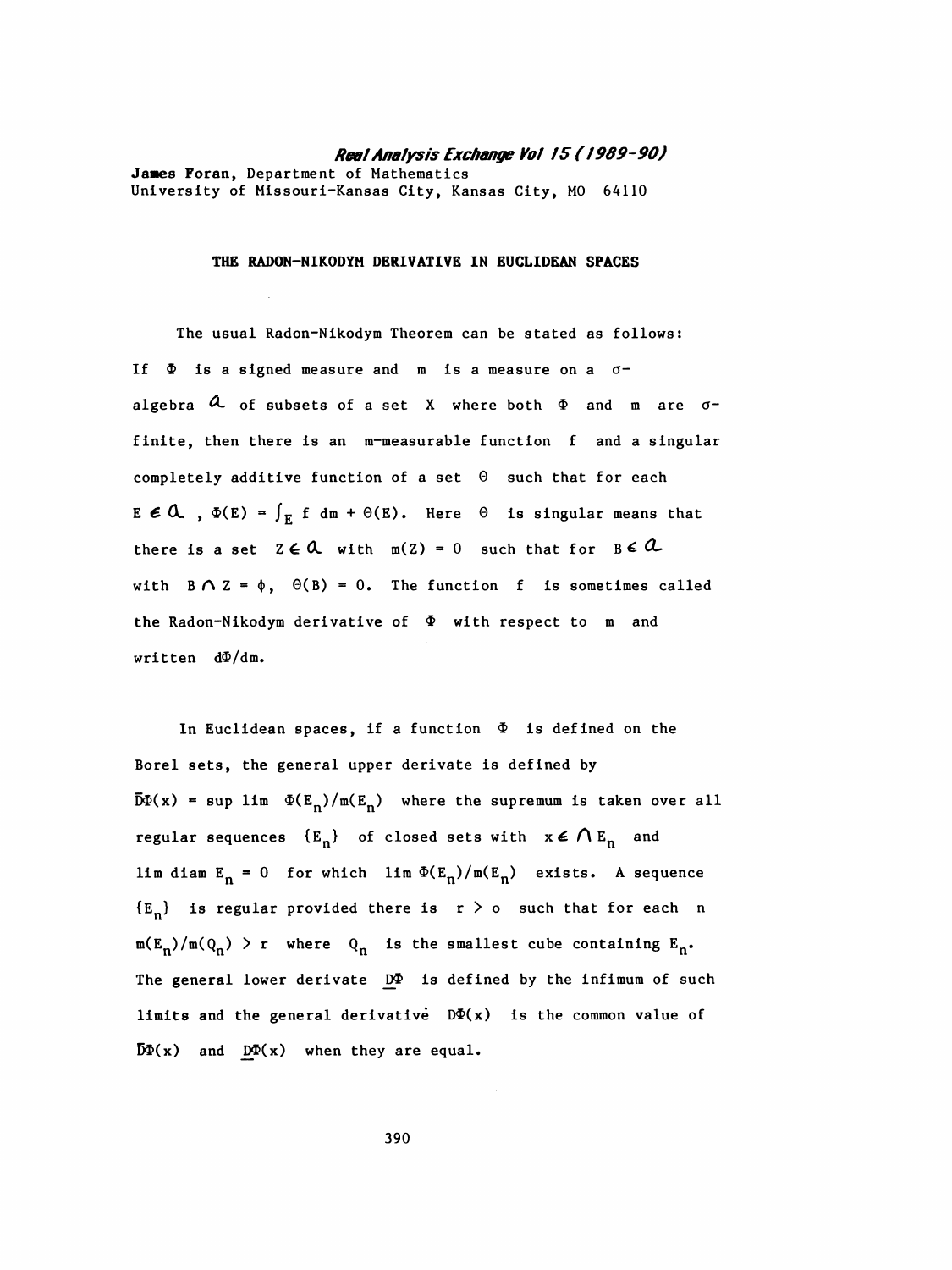James Foran, Department of Mathematics
University of Missouri-Kansas City, Kansas City, MO 64110

## THE RADON-NIKODYM DERIVATIVE IN EUCLIDEAN SPACES

The usual Radon-Nikodym Theorem can be stated as follows: If $\Phi$ is a signed measure and $m$ is a measure on a $\sigma$-algebra $\mathcal{A}$ of subsets of a set $X$ where both $\Phi$ and $m$ are $\sigma$-finite, then there is an $m$-measurable function $f$ and a singular completely additive function of a set $\Theta$ such that for each $E \in \mathcal{A}$, $\Phi(E) = \int_E f \, dm + \Theta(E)$. Here $\Theta$ is singular means that there is a set $Z \in \mathcal{A}$ with $m(Z) = 0$ such that for $B \in \mathcal{A}$ with $B \cap Z = \phi$, $\Theta(B) = 0$. The function $f$ is sometimes called the Radon-Nikodym derivative of $\Phi$ with respect to $m$ and written $d\Phi/dm$.

In Euclidean spaces, if a function $\Phi$ is defined on the Borel sets, the general upper derivate is defined by $\bar{D}\Phi(x) = \sup \lim \Phi(E_n)/m(E_n)$ where the supremum is taken over all regular sequences $\{E_n\}$ of closed sets with $x \in \bigcap E_n$ and $\lim \operatorname{diam} E_n = 0$ for which $\lim \Phi(E_n)/m(E_n)$ exists. A sequence $\{E_n\}$ is regular provided there is $r > 0$ such that for each $n$ $m(E_n)/m(Q_n) > r$ where $Q_n$ is the smallest cube containing $E_n$. The general lower derivate $\underline{D}\Phi$ is defined by the infimum of such limits and the general derivative $D\Phi(x)$ is the common value of $\bar{D}\Phi(x)$ and $\underline{D}\Phi(x)$ when they are equal.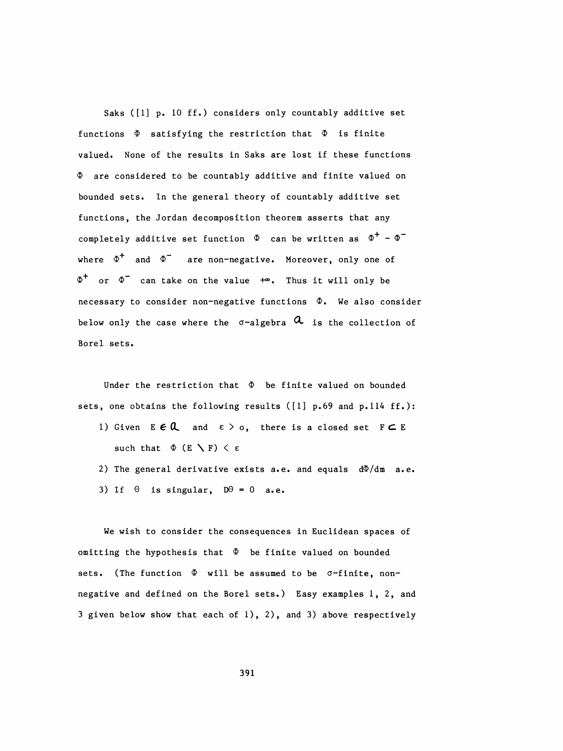Saks ([1] p. 10 ff.) considers only countably additive set functions $\Phi$ satisfying the restriction that $\Phi$ is finite valued. None of the results in Saks are lost if these functions $\Phi$ are considered to be countably additive and finite valued on bounded sets. In the general theory of countably additive set functions, the Jordan decomposition theorem asserts that any completely additive set function $\Phi$ can be written as $\Phi^+ - \Phi^-$ where $\Phi^+$ and $\Phi^-$ are non-negative. Moreover, only one of $\Phi^+$ or $\Phi^-$ can take on the value $+\infty$. Thus it will only be necessary to consider non-negative functions $\Phi$. We also consider below only the case where the $\sigma$-algebra $\mathfrak{a}$ is the collection of Borel sets.

Under the restriction that $\Phi$ be finite valued on bounded sets, one obtains the following results ([1] p.69 and p.114 ff.):

1) Given $E \in \mathfrak{a}$ and $\varepsilon > 0$, there is a closed set $F \subset E$ such that $\Phi(E \setminus F) < \varepsilon$
2) The general derivative exists a.e. and equals $d\Phi/dm$ a.e.
3) If $\Theta$ is singular, $D\Theta = 0$ a.e.

We wish to consider the consequences in Euclidean spaces of omitting the hypothesis that $\Phi$ be finite valued on bounded sets. (The function $\Phi$ will be assumed to be $\sigma$-finite, non-negative and defined on the Borel sets.) Easy examples 1, 2, and 3 given below show that each of 1), 2), and 3) above respectively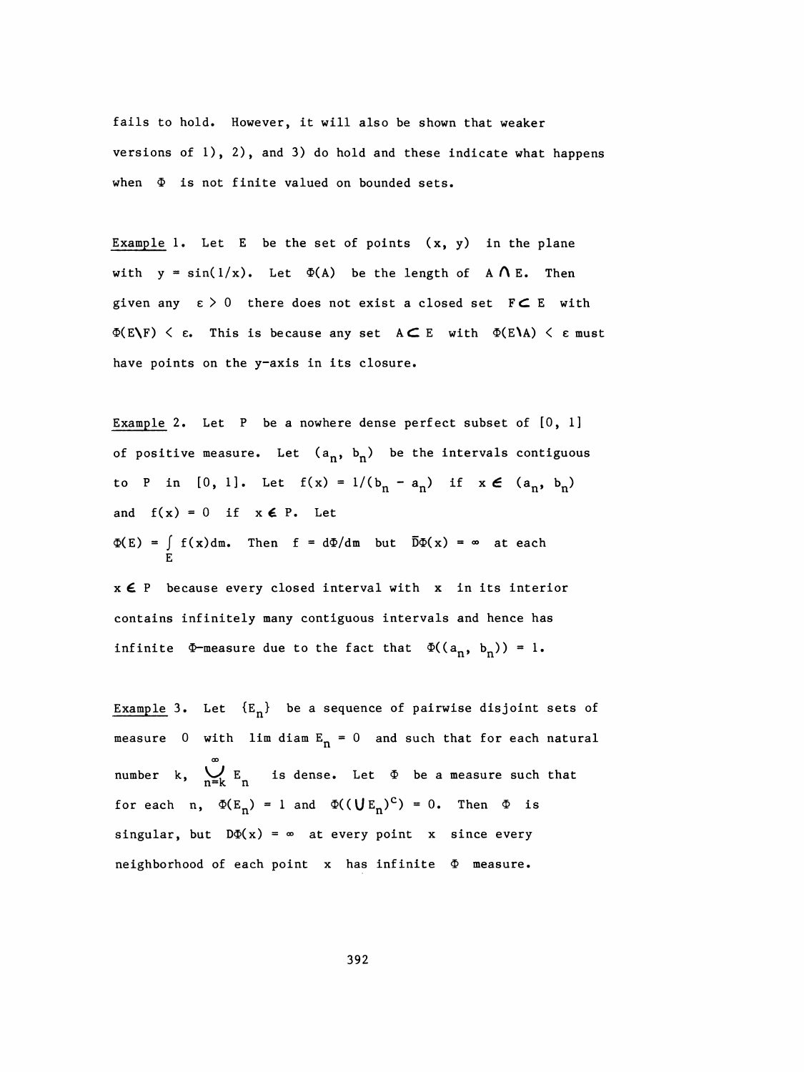fails to hold. However, it will also be shown that weaker versions of 1), 2), and 3) do hold and these indicate what happens when $\Phi$ is not finite valued on bounded sets.

_Example_ 1. Let $E$ be the set of points $(x, y)$ in the plane with $y = \sin(1/x)$. Let $\Phi(A)$ be the length of $A \cap E$. Then given any $\varepsilon > 0$ there does not exist a closed set $F \subset E$ with $\Phi(E \setminus F) < \varepsilon$. This is because any set $A \subset E$ with $\Phi(E \setminus A) < \varepsilon$ must have points on the y-axis in its closure.

_Example_ 2. Let $P$ be a nowhere dense perfect subset of $[0, 1]$ of positive measure. Let $(a_n, b_n)$ be the intervals contiguous to $P$ in $[0, 1]$. Let $f(x) = 1/(b_n - a_n)$ if $x \in (a_n, b_n)$ and $f(x) = 0$ if $x \in P$. Let

$\Phi(E) = \int_E f(x)dm$. Then $f = d\Phi/dm$ but $\overline{D}\Phi(x) = \infty$ at each $x \in P$ because every closed interval with $x$ in its interior contains infinitely many contiguous intervals and hence has infinite $\Phi$-measure due to the fact that $\Phi((a_n, b_n)) = 1$.

_Example_ 3. Let $\{E_n\}$ be a sequence of pairwise disjoint sets of measure $0$ with $\lim \operatorname{diam} E_n = 0$ and such that for each natural number $k$, $\bigcup_{n=k}^{\infty} E_n$ is dense. Let $\Phi$ be a measure such that for each $n$, $\Phi(E_n) = 1$ and $\Phi((\bigcup E_n)^c) = 0$. Then $\Phi$ is singular, but $D\Phi(x) = \infty$ at every point $x$ since every neighborhood of each point $x$ has infinite $\Phi$ measure.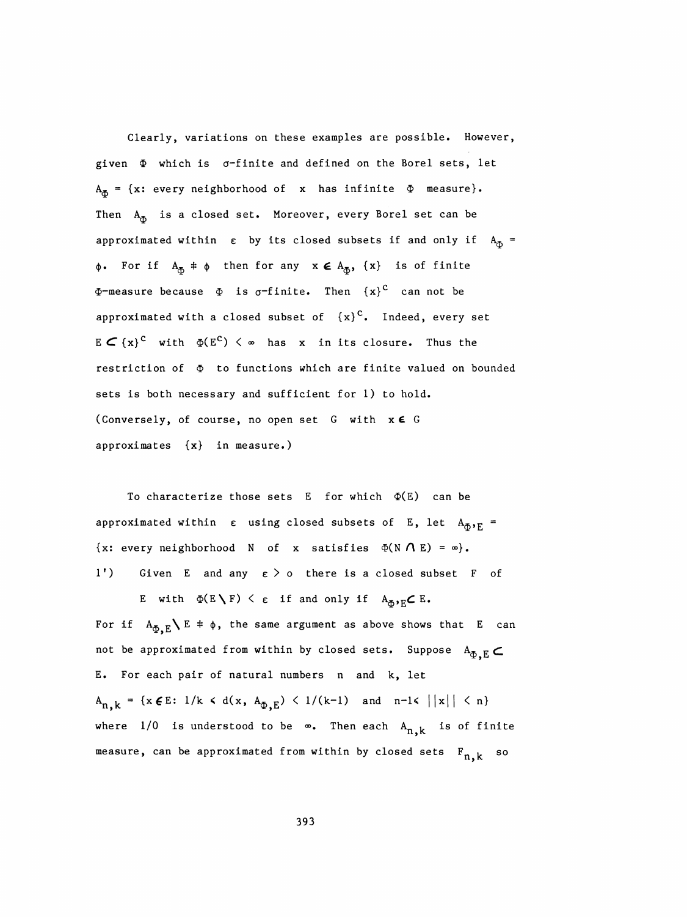Clearly, variations on these examples are possible. However, given $\Phi$ which is $\sigma$-finite and defined on the Borel sets, let $A_\Phi = \{x\text{: every neighborhood of } x \text{ has infinite } \Phi \text{ measure}\}$. Then $A_\Phi$ is a closed set. Moreover, every Borel set can be approximated within $\varepsilon$ by its closed subsets if and only if $A_\Phi = \phi$. For if $A_\Phi \neq \phi$ then for any $x \in A_\Phi$, $\{x\}$ is of finite $\Phi$-measure because $\Phi$ is $\sigma$-finite. Then $\{x\}^c$ can not be approximated with a closed subset of $\{x\}^c$. Indeed, every set $E \subset \{x\}^c$ with $\Phi(E^c) < \infty$ has $x$ in its closure. Thus the restriction of $\Phi$ to functions which are finite valued on bounded sets is both necessary and sufficient for 1) to hold. (Conversely, of course, no open set $G$ with $x \in G$ approximates $\{x\}$ in measure.)

To characterize those sets $E$ for which $\Phi(E)$ can be approximated within $\varepsilon$ using closed subsets of $E$, let $A_{\Phi,E} = \{x\text{: every neighborhood } N \text{ of } x \text{ satisfies } \Phi(N \cap E) = \infty\}$.

1') Given $E$ and any $\varepsilon > 0$ there is a closed subset $F$ of $E$ with $\Phi(E \setminus F) < \varepsilon$ if and only if $A_{\Phi,E} \subset E$.

For if $A_{\Phi,E} \setminus E \neq \phi$, the same argument as above shows that $E$ can not be approximated from within by closed sets. Suppose $A_{\Phi,E} \subset E$. For each pair of natural numbers $n$ and $k$, let $A_{n,k} = \{x \in E\text{: } 1/k \leq d(x, A_{\Phi,E}) < 1/(k-1) \text{ and } n-1 \leq ||x|| < n\}$ where $1/0$ is understood to be $\infty$. Then each $A_{n,k}$ is of finite measure, can be approximated from within by closed sets $F_{n,k}$ so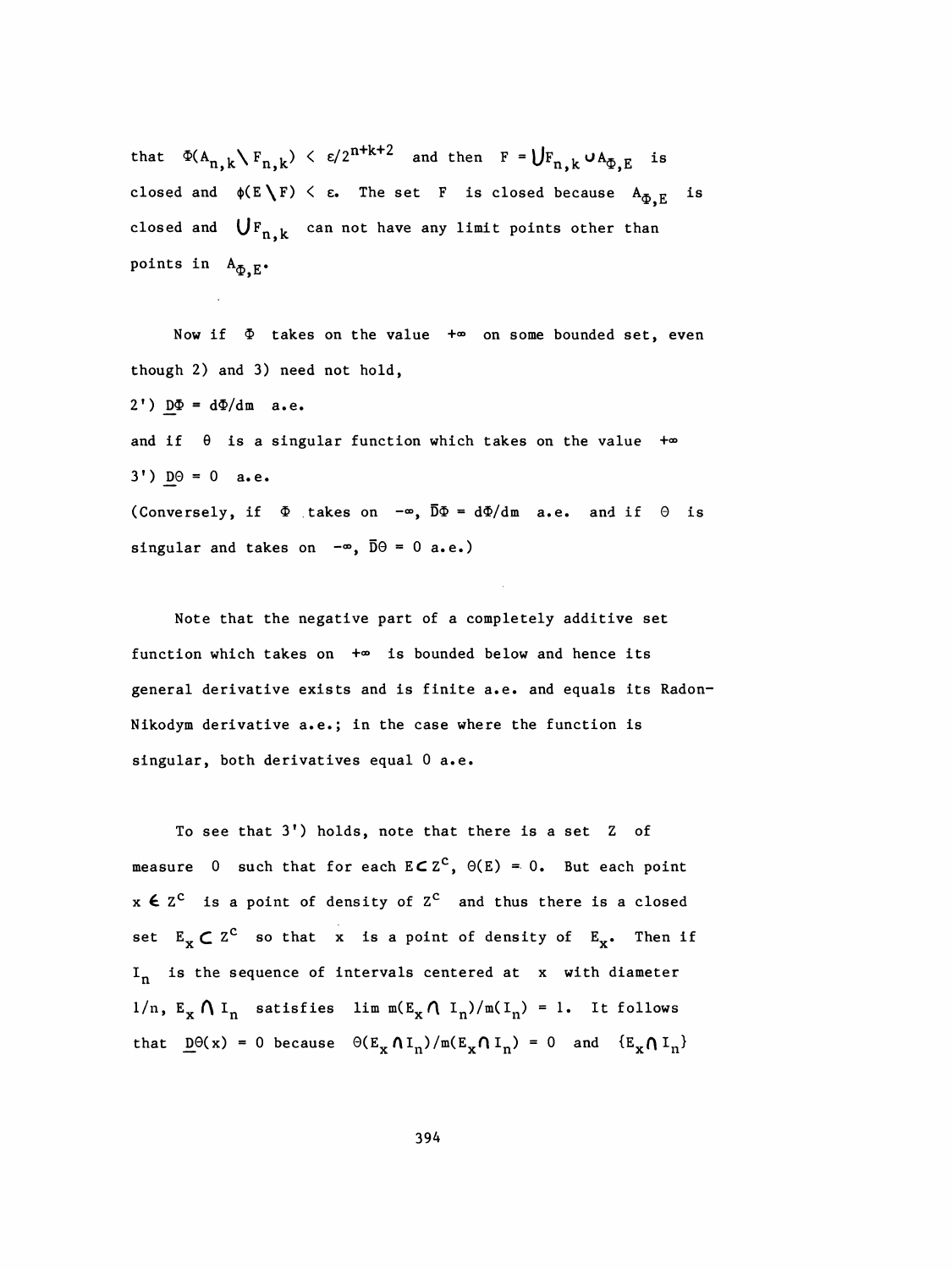that $\Phi(A_{n,k} \setminus F_{n,k}) < \varepsilon/2^{n+k+2}$ and then $F = \bigcup F_{n,k} \cup A_{\Phi,E}$ is closed and $\phi(E \setminus F) < \varepsilon$. The set $F$ is closed because $A_{\Phi,E}$ is closed and $\bigcup F_{n,k}$ can not have any limit points other than points in $A_{\Phi,E}$.

Now if $\Phi$ takes on the value $+\infty$ on some bounded set, even though 2) and 3) need not hold,

2') $\underline{D}\Phi = d\Phi/dm$ a.e.

and if $\theta$ is a singular function which takes on the value $+\infty$

3') $\underline{D}\Theta = 0$ a.e.

(Conversely, if $\Phi$ takes on $-\infty$, $\overline{D}\Phi = d\Phi/dm$ a.e. and if $\Theta$ is singular and takes on $-\infty$, $\overline{D}\Theta = 0$ a.e.)

Note that the negative part of a completely additive set function which takes on $+\infty$ is bounded below and hence its general derivative exists and is finite a.e. and equals its Radon-Nikodym derivative a.e.; in the case where the function is singular, both derivatives equal 0 a.e.

To see that 3') holds, note that there is a set $Z$ of measure 0 such that for each $E \subset Z^c$, $\Theta(E) = 0$. But each point $x \in Z^c$ is a point of density of $Z^c$ and thus there is a closed set $E_x \subset Z^c$ so that $x$ is a point of density of $E_x$. Then if $I_n$ is the sequence of intervals centered at $x$ with diameter $1/n$, $E_x \cap I_n$ satisfies $\lim m(E_x \cap I_n)/m(I_n) = 1$. It follows that $\underline{D}\Theta(x) = 0$ because $\Theta(E_x \cap I_n)/m(E_x \cap I_n) = 0$ and $\{E_x \cap I_n\}$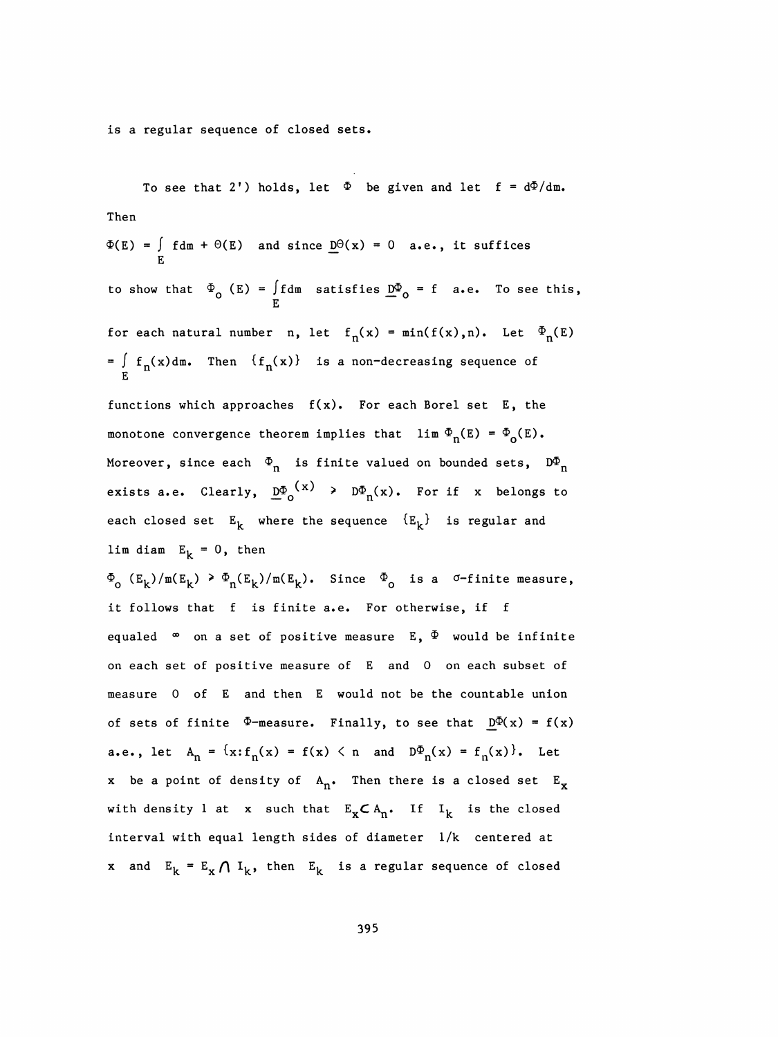is a regular sequence of closed sets.

To see that 2') holds, let $\Phi$ be given and let $f = d\Phi/dm$. Then

$\Phi(E) = \int_E f dm + \Theta(E)$ and since $\underline{D}\Theta(x) = 0$ a.e., it suffices to show that $\Phi_o(E) = \int_E f dm$ satisfies $\underline{D}\Phi_o = f$ a.e. To see this, for each natural number $n$, let $f_n(x) = \min(f(x),n)$. Let $\Phi_n(E) = \int_E f_n(x)dm$. Then $\{f_n(x)\}$ is a non-decreasing sequence of functions which approaches $f(x)$. For each Borel set $E$, the monotone convergence theorem implies that $\lim \Phi_n(E) = \Phi_o(E)$. Moreover, since each $\Phi_n$ is finite valued on bounded sets, $D\Phi_n$ exists a.e. Clearly, $\underline{D}\Phi_o(x) \geq D\Phi_n(x)$. For if $x$ belongs to each closed set $E_k$ where the sequence $\{E_k\}$ is regular and $\lim \operatorname{diam} E_k = 0$, then

$\Phi_o(E_k)/m(E_k) \geq \Phi_n(E_k)/m(E_k)$. Since $\Phi_o$ is a $\sigma$-finite measure, it follows that $f$ is finite a.e. For otherwise, if $f$ equaled $\infty$ on a set of positive measure $E$, $\Phi$ would be infinite on each set of positive measure of $E$ and $0$ on each subset of measure $0$ of $E$ and then $E$ would not be the countable union of sets of finite $\Phi$-measure. Finally, to see that $\underline{D}\Phi(x) = f(x)$ a.e., let $A_n = \{x: f_n(x) = f(x) < n$ and $D\Phi_n(x) = f_n(x)\}$. Let $x$ be a point of density of $A_n$. Then there is a closed set $E_x$ with density 1 at $x$ such that $E_x \subset A_n$. If $I_k$ is the closed interval with equal length sides of diameter $1/k$ centered at $x$ and $E_k = E_x \cap I_k$, then $E_k$ is a regular sequence of closed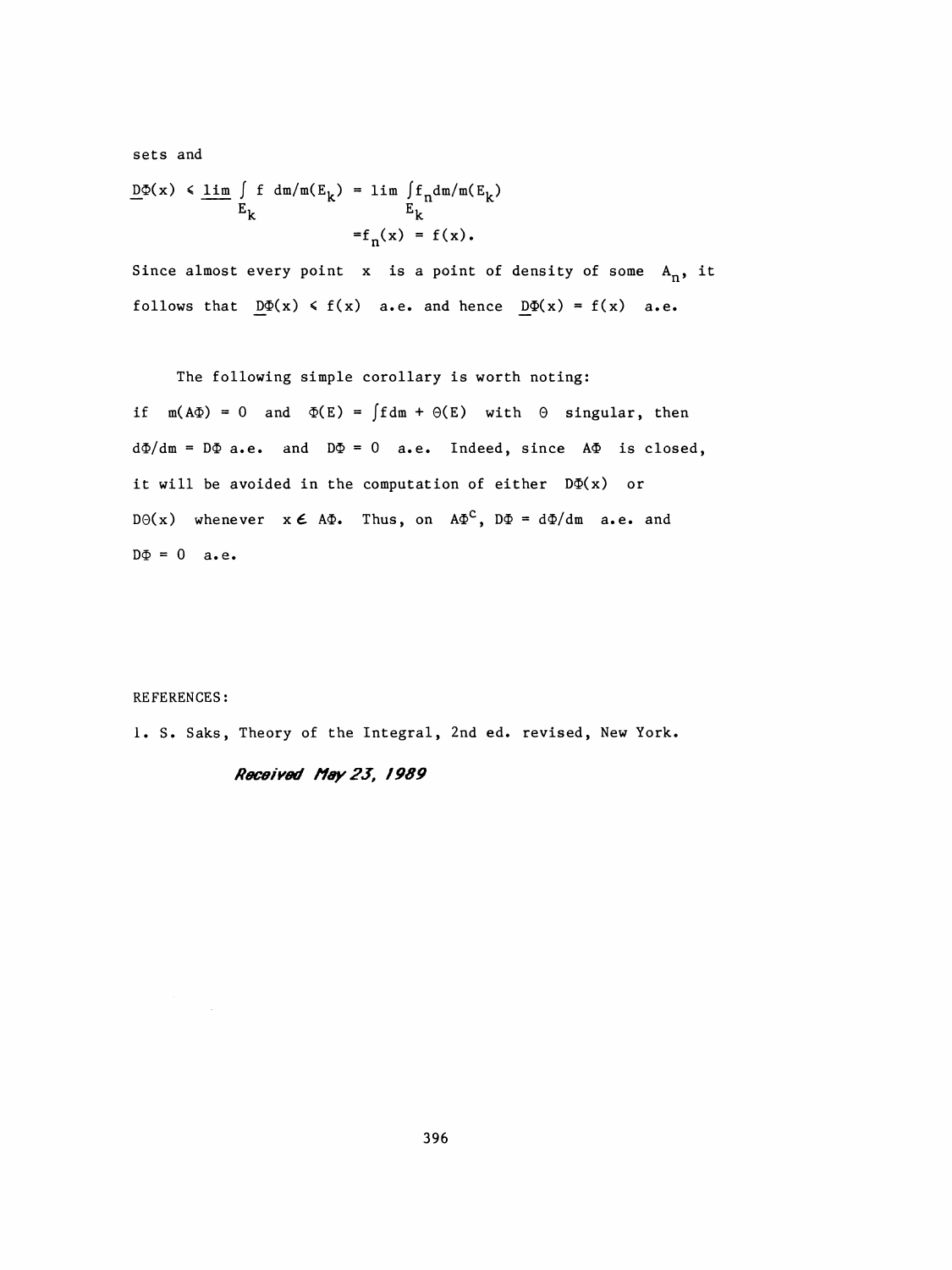sets and

$$\underline{D}\Phi(x) \leq \underline{\lim} \int_{E_k} f \, dm/m(E_k) = \lim \int_{E_k} f_n dm/m(E_k)$$

$$= f_n(x) = f(x).$$

Since almost every point $x$ is a point of density of some $A_n$, it follows that $\underline{D}\Phi(x) \leq f(x)$ a.e. and hence $\underline{D}\Phi(x) = f(x)$ a.e.

The following simple corollary is worth noting: if $m(A\Phi) = 0$ and $\Phi(E) = \int f dm + \Theta(E)$ with $\Theta$ singular, then $d\Phi/dm = D\Phi$ a.e. and $D\Phi = 0$ a.e. Indeed, since $A\Phi$ is closed, it will be avoided in the computation of either $D\Phi(x)$ or $D\Theta(x)$ whenever $x \in A\Phi$. Thus, on $A\Phi^c$, $D\Phi = d\Phi/dm$ a.e. and $D\Phi = 0$ a.e.

REFERENCES:

1. S. Saks, Theory of the Integral, 2nd ed. revised, New York.

***Received May 23, 1989***